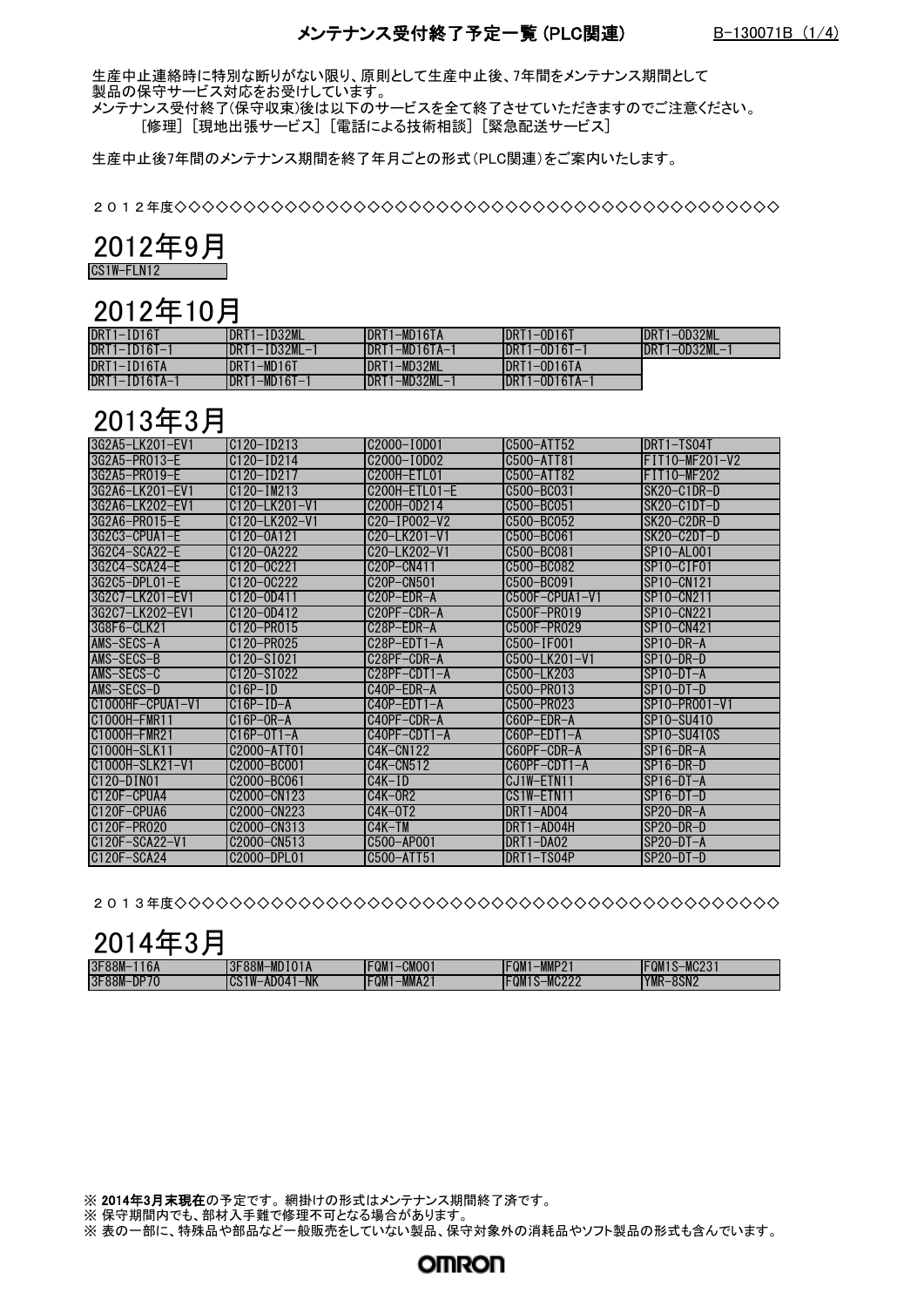# メンテナンス受付終了予定一覧（PLC関連）

B-130071B

生産中止連絡時に特別な断りがない限り、原則として生産中止後、7年間をメンテナンス期間として製品の保守サービス対応をお受けしています。
メンテナンス受付終了(保守収束)後は以下のサービスを全て終了させていただきますのでご注意ください。
　　［修理］［現地出張サービス］［電話による技術相談］［緊急配送サービス］

生産中止後7年間のメンテナンス期間を終了年月ごとの形式(PLC関連)をご案内いたします。

２０１２年度◇◇◇◇◇◇◇◇◇◇◇◇◇◇◇◇◇◇◇◇◇◇◇◇◇◇◇◇◇◇◇◇◇◇◇◇◇◇◇◇◇◇◇◇◇◇

## 2012年9月

| CS1W-FLN12 |
|---|

## 2012年10月

| | | | | |
|---|---|---|---|---|
| DRT1-ID16T | DRT1-ID32ML | DRT1-MD16TA | DRT1-OD16T | DRT1-OD32ML |
| DRT1-ID16T-1 | DRT1-ID32ML-1 | DRT1-MD16TA-1 | DRT1-OD16T-1 | DRT1-OD32ML-1 |
| DRT1-ID16TA | DRT1-MD16T | DRT1-MD32ML | DRT1-OD16TA | |
| DRT1-ID16TA-1 | DRT1-MD16T-1 | DRT1-MD32ML-1 | DRT1-OD16TA-1 | |

## 2013年3月

| | | | | |
|---|---|---|---|---|
| 3G2A5-LK201-EV1 | C120-ID213 | C2000-IOD01 | C500-ATT52 | DRT1-TS04T |
| 3G2A5-PRO13-E | C120-ID214 | C2000-IOD02 | C500-ATT81 | FIT10-MF201-V2 |
| 3G2A5-PRO19-E | C120-ID217 | C200H-ETL01 | C500-ATT82 | FIT10-MF202 |
| 3G2A6-LK201-EV1 | C120-IM213 | C200H-ETL01-E | C500-BC031 | SK20-C1DR-D |
| 3G2A6-LK202-EV1 | C120-LK201-V1 | C200H-OD214 | C500-BC051 | SK20-C1DT-D |
| 3G2A6-PRO15-E | C120-LK202-V1 | C20-IP002-V2 | C500-BC052 | SK20-C2DR-D |
| 3G2C3-CPUA1-E | C120-OA121 | C20-LK201-V1 | C500-BC061 | SK20-C2DT-D |
| 3G2C4-SCA22-E | C120-OA222 | C20-LK202-V1 | C500-BC081 | SP10-AL001 |
| 3G2C4-SCA24-E | C120-OC221 | C20P-CN411 | C500-BC082 | SP10-CIF01 |
| 3G2C5-DPL01-E | C120-OC222 | C20P-CN501 | C500-BC091 | SP10-CN121 |
| 3G2C7-LK201-EV1 | C120-OD411 | C20P-EDR-A | C500F-CPUA1-V1 | SP10-CN211 |
| 3G2C7-LK202-EV1 | C120-OD412 | C20PF-CDR-A | C500F-PRO19 | SP10-CN221 |
| 3G8F6-CLK21 | C120-PRO15 | C28P-EDR-A | C500F-PRO29 | SP10-CN421 |
| AMS-SECS-A | C120-PRO25 | C28P-EDT1-A | C500-IF001 | SP10-DR-A |
| AMS-SECS-B | C120-SI021 | C28PF-CDR-A | C500-LK201-V1 | SP10-DR-D |
| AMS-SECS-C | C120-SI022 | C28PF-CDT1-A | C500-LK203 | SP10-DT-A |
| AMS-SECS-D | C16P-ID | C40P-EDR-A | C500-PRO13 | SP10-DT-D |
| C1000HF-CPUA1-V1 | C16P-ID-A | C40P-EDT1-A | C500-PRO23 | SP10-PRO01-V1 |
| C1000H-FMR11 | C16P-OR-A | C40PF-CDR-A | C60P-EDR-A | SP10-SU410 |
| C1000H-FMR21 | C16P-OT1-A | C40PF-CDT1-A | C60P-EDT1-A | SP10-SU410S |
| C1000H-SLK11 | C2000-ATT01 | C4K-CN122 | C60PF-CDR-A | SP16-DR-A |
| C1000H-SLK21-V1 | C2000-BC001 | C4K-CN512 | C60PF-CDT1-A | SP16-DR-D |
| C120-DIN01 | C2000-BC061 | C4K-ID | CJ1W-ETN11 | SP16-DT-A |
| C120F-CPUA4 | C2000-CN123 | C4K-OR2 | CS1W-ETN11 | SP16-DT-D |
| C120F-CPUA6 | C2000-CN223 | C4K-OT2 | DRT1-AD04 | SP20-DR-A |
| C120F-PRO20 | C2000-CN313 | C4K-TM | DRT1-AD04H | SP20-DR-D |
| C120F-SCA22-V1 | C2000-CN513 | C500-AP001 | DRT1-DA02 | SP20-DT-A |
| C120F-SCA24 | C2000-DPL01 | C500-ATT51 | DRT1-TS04P | SP20-DT-D |

２０１３年度◇◇◇◇◇◇◇◇◇◇◇◇◇◇◇◇◇◇◇◇◇◇◇◇◇◇◇◇◇◇◇◇◇◇◇◇◇◇◇◇◇◇◇◇◇◇

## 2014年3月

| | | | | |
|---|---|---|---|---|
| 3F88M-116A | 3F88M-MDI01A | FQM1-CM001 | FQM1-MMP21 | FQM1S-MC231 |
| 3F88M-DP70 | CS1W-AD041-NK | FQM1-MMA21 | FQM1S-MC222 | YMR-8SN2 |

※ **2014年3月末現在**の予定です。網掛けの形式はメンテナンス期間終了済です。
※ 保守期間内でも、部材入手難で修理不可となる場合があります。
※ 表の一部に、特殊品や部品など一般販売をしていない製品、保守対象外の消耗品やソフト製品の形式も含んでいます。

OMRON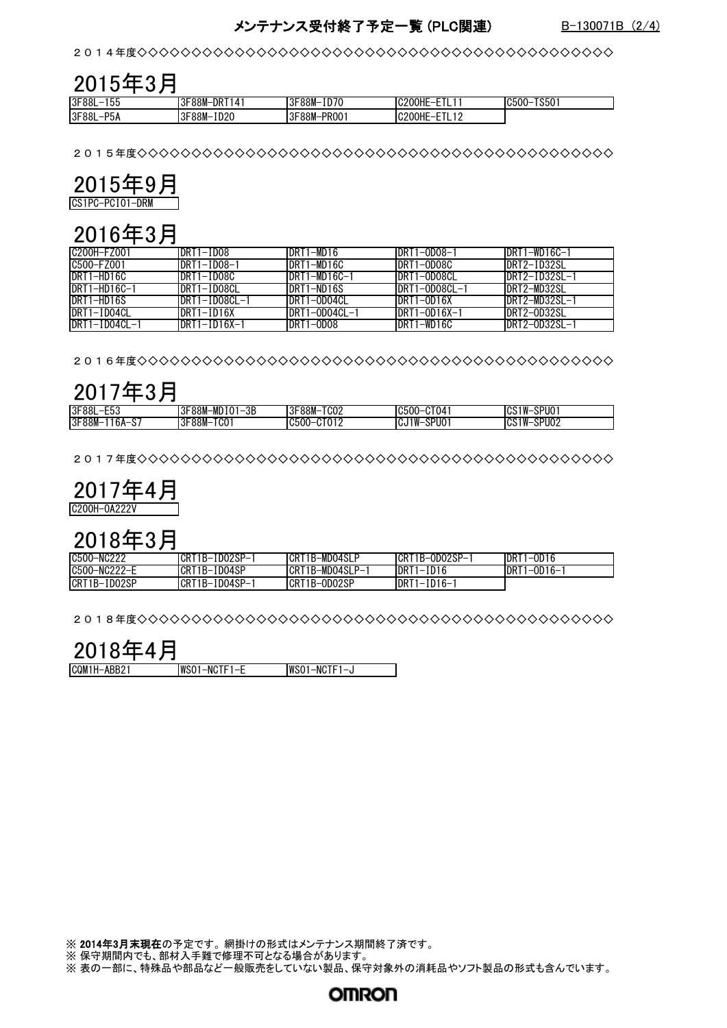２０１４年度◇◇◇◇◇◇◇◇◇◇◇◇◇◇◇◇◇◇◇◇◇◇◇◇◇◇◇◇◇◇◇◇◇◇◇◇◇◇◇◇◇◇◇◇◇◇◇

## 2015年3月

| | | | | |
|---|---|---|---|---|
| 3F88L-155 | 3F88M-DRT141 | 3F88M-ID70 | C200HE-ETL11 | C500-TS501 |
| 3F88L-P5A | 3F88M-ID20 | 3F88M-PRO01 | C200HE-ETL12 | |

２０１５年度◇◇◇◇◇◇◇◇◇◇◇◇◇◇◇◇◇◇◇◇◇◇◇◇◇◇◇◇◇◇◇◇◇◇◇◇◇◇◇◇◇◇◇◇◇◇◇

## 2015年9月

| |
|---|
| CS1PC-PCI01-DRM |

## 2016年3月

| | | | | |
|---|---|---|---|---|
| C200H-FZ001 | DRT1-ID08 | DRT1-MD16 | DRT1-OD08-1 | DRT1-WD16C-1 |
| C500-FZ001 | DRT1-ID08-1 | DRT1-MD16C | DRT1-OD08C | DRT2-ID32SL |
| DRT1-HD16C | DRT1-ID08C | DRT1-MD16C-1 | DRT1-OD08CL | DRT2-ID32SL-1 |
| DRT1-HD16C-1 | DRT1-ID08CL | DRT1-ND16S | DRT1-OD08CL-1 | DRT2-MD32SL |
| DRT1-HD16S | DRT1-ID08CL-1 | DRT1-OD04CL | DRT1-OD16X | DRT2-MD32SL-1 |
| DRT1-ID04CL | DRT1-ID16X | DRT1-OD04CL-1 | DRT1-OD16X-1 | DRT2-OD32SL |
| DRT1-ID04CL-1 | DRT1-ID16X-1 | DRT1-OD08 | DRT1-WD16C | DRT2-OD32SL-1 |

２０１６年度◇◇◇◇◇◇◇◇◇◇◇◇◇◇◇◇◇◇◇◇◇◇◇◇◇◇◇◇◇◇◇◇◇◇◇◇◇◇◇◇◇◇◇◇◇◇◇

## 2017年3月

| | | | | |
|---|---|---|---|---|
| 3F88L-E53 | 3F88M-MDI01-3B | 3F88M-TC02 | C500-CT041 | CS1W-SPU01 |
| 3F88M-116A-S7 | 3F88M-TC01 | C500-CT012 | CJ1W-SPU01 | CS1W-SPU02 |

２０１７年度◇◇◇◇◇◇◇◇◇◇◇◇◇◇◇◇◇◇◇◇◇◇◇◇◇◇◇◇◇◇◇◇◇◇◇◇◇◇◇◇◇◇◇◇◇◇◇

## 2017年4月

| |
|---|
| C200H-OA222V |

## 2018年3月

| | | | | |
|---|---|---|---|---|
| C500-NC222 | CRT1B-ID02SP-1 | CRT1B-MD04SLP | CRT1B-OD02SP-1 | DRT1-OD16 |
| C500-NC222-E | CRT1B-ID04SP | CRT1B-MD04SLP-1 | DRT1-ID16 | DRT1-OD16-1 |
| CRT1B-ID02SP | CRT1B-ID04SP-1 | CRT1B-OD02SP | DRT1-ID16-1 | |

２０１８年度◇◇◇◇◇◇◇◇◇◇◇◇◇◇◇◇◇◇◇◇◇◇◇◇◇◇◇◇◇◇◇◇◇◇◇◇◇◇◇◇◇◇◇◇◇◇◇

## 2018年4月

| | | |
|---|---|---|
| CQM1H-ABB21 | WS01-NCTF1-E | WS01-NCTF1-J |

※ **2014年3月末現在**の予定です。網掛けの形式はメンテナンス期間終了済です。
※ 保守期間内でも、部材入手難で修理不可となる場合があります。
※ 表の一部に、特殊品や部品など一般販売をしていない製品、保守対象外の消耗品やソフト製品の形式も含んでいます。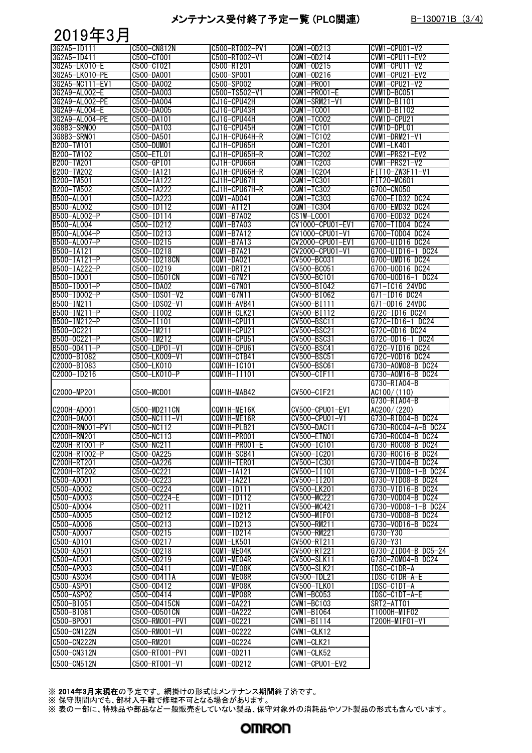# メンテナンス受付終了予定一覧（PLC関連）

B-130071B (3/4)

## 2019年3月

| | | | | |
|---|---|---|---|---|
| 3G2A5-ID111 | C500-CN812N | C500-RT002-PV1 | CQM1-OD213 | CVM1-CPU01-V2 |
| 3G2A5-ID411 | C500-CT001 | C500-RT002-V1 | CQM1-OD214 | CVM1-CPU11-EV2 |
| 3G2A5-LK010-E | C500-CT021 | C500-RT201 | CQM1-OD215 | CVM1-CPU11-V2 |
| 3G2A5-LK010-PE | C500-DA001 | C500-SP001 | CQM1-OD216 | CVM1-CPU21-EV2 |
| 3G2A5-NC111-EV1 | C500-DA002 | C500-SP002 | CQM1-PRO01 | CVM1-CPU21-V2 |
| 3G2A9-AL002-E | C500-DA003 | C500-TS502-V1 | CQM1-PRO01-E | CVM1D-BC051 |
| 3G2A9-AL002-PE | C500-DA004 | CJ1G-CPU42H | CQM1-SRM21-V1 | CVM1D-BI101 |
| 3G2A9-AL004-E | C500-DA005 | CJ1G-CPU43H | CQM1-TC001 | CVM1D-BI102 |
| 3G2A9-AL004-PE | C500-DA101 | CJ1G-CPU44H | CQM1-TC002 | CVM1D-CPU21 |
| 3G8B3-SRM00 | C500-DA103 | CJ1G-CPU45H | CQM1-TC101 | CVM1D-DPL01 |
| 3G8B3-SRM01 | C500-DA501 | CJ1H-CPU64H-R | CQM1-TC102 | CVM1-DRM21-V1 |
| B200-TW101 | C500-DUM01 | CJ1H-CPU65H | CQM1-TC201 | CVM1-LK401 |
| B200-TW102 | C500-ETL01 | CJ1H-CPU65H-R | CQM1-TC202 | CVM1-PRS21-EV2 |
| B200-TW201 | C500-GPI01 | CJ1H-CPU66H | CQM1-TC203 | CVM1-PRS21-V2 |
| B200-TW202 | C500-IA121 | CJ1H-CPU66H-R | CQM1-TC204 | FIT10-ZW3F11-V1 |
| B200-TW501 | C500-IA122 | CJ1H-CPU67H | CQM1-TC301 | FIT20-MC601 |
| B200-TW502 | C500-IA222 | CJ1H-CPU67H-R | CQM1-TC302 | G700-CN050 |
| B500-AL001 | C500-IA223 | CQM1-AD041 | CQM1-TC303 | G700-EID32 DC24 |
| B500-AL002 | C500-ID112 | CQM1-ATT21 | CQM1-TC304 | G700-EMD32 DC24 |
| B500-AL002-P | C500-ID114 | CQM1-B7A02 | CS1W-LC001 | G700-EOD32 DC24 |
| B500-AL004 | C500-ID212 | CQM1-B7A03 | CV1000-CPU01-EV1 | G700-TID04 DC24 |
| B500-AL004-P | C500-ID213 | CQM1-B7A12 | CV1000-CPU01-V1 | G700-TOD04 DC24 |
| B500-AL007-P | C500-ID215 | CQM1-B7A13 | CV2000-CPU01-EV1 | G700-UID16 DC24 |
| B500-IA121 | C500-ID218 | CQM1-B7A21 | CV2000-CPU01-V1 | G700-UID16-1 DC24 |
| B500-IA121-P | C500-ID218CN | CQM1-DA021 | CV500-BC031 | G700-UMD16 DC24 |
| B500-IA222-P | C500-ID219 | CQM1-DRT21 | CV500-BC051 | G700-UOD16 DC24 |
| B500-ID001 | C500-ID501CN | CQM1-G7M21 | CV500-BC101 | G700-UOD16-1 DC24 |
| B500-ID001-P | C500-IDA02 | CQM1-G7N01 | CV500-BI042 | G71-IC16 24VDC |
| B500-ID002-P | C500-IDS01-V2 | CQM1-G7N11 | CV500-BI062 | G71-ID16 DC24 |
| B500-IM211 | C500-IDS02-V1 | CQM1H-AVB41 | CV500-BI111 | G71-OD16 24VDC |
| B500-IM211-P | C500-II002 | CQM1H-CLK21 | CV500-BI112 | G72C-ID16 DC24 |
| B500-IM212-P | C500-II101 | CQM1H-CPU11 | CV500-BSC11 | G72C-ID16-1 DC24 |
| B500-OC221 | C500-IM211 | CQM1H-CPU21 | CV500-BSC21 | G72C-OD16 DC24 |
| B500-OC221-P | C500-IM212 | CQM1H-CPU51 | CV500-BSC31 | G72C-OD16-1 DC24 |
| B500-OD411-P | C500-LDP01-V1 | CQM1H-CPU61 | CV500-BSC41 | G72C-VID16 DC24 |
| C2000-BI082 | C500-LK009-V1 | CQM1H-CTB41 | CV500-BSC51 | G72C-VOD16 DC24 |
| C2000-BI083 | C500-LK010 | CQM1H-IC101 | CV500-BSC61 | G730-AOM08-B DC24 |
| C2000-ID216 | C500-LK010-P | CQM1H-II101 | CV500-CIF11 | G730-AOM16-B DC24 |
| C2000-MP201 | C500-MCD01 | CQM1H-MAB42 | CV500-CIF21 | G730-RIA04-B AC100/(110) |
| C200H-AD001 | C500-MD211CN | CQM1H-ME16K | CV500-CPU01-EV1 | G730-RIA04-B AC200/(220) |
| C200H-DA001 | C500-NC111-V1 | CQM1H-ME16R | CV500-CPU01-V1 | G730-RID04-B DC24 |
| C200H-RM001-PV1 | C500-NC112 | CQM1H-PLB21 | CV500-DAC11 | G730-ROC04-A-B DC24 |
| C200H-RM201 | C500-NC113 | CQM1H-PRO01 | CV500-ETN01 | G730-ROC04-B DC24 |
| C200H-RT001-P | C500-NC211 | CQM1H-PRO01-E | CV500-IC101 | G730-ROC08-B DC24 |
| C200H-RT002-P | C500-OA225 | CQM1H-SCB41 | CV500-IC201 | G730-ROC16-B DC24 |
| C200H-RT201 | C500-OA226 | CQM1H-TER01 | CV500-IC301 | G730-VID04-B DC24 |
| C200H-RT202 | C500-OC221 | CQM1-IA121 | CV500-II101 | G730-VID08-1-B DC24 |
| C500-AD001 | C500-OC223 | CQM1-IA221 | CV500-II201 | G730-VID08-B DC24 |
| C500-AD002 | C500-OC224 | CQM1-ID111 | CV500-LK201 | G730-VID16-B DC24 |
| C500-AD003 | C500-OC224-E | CQM1-ID112 | CV500-MC221 | G730-VOD04-B DC24 |
| C500-AD004 | C500-OD211 | CQM1-ID211 | CV500-MC421 | G730-VOD08-1-B DC24 |
| C500-AD005 | C500-OD212 | CQM1-ID212 | CV500-MIF01 | G730-VOD08-B DC24 |
| C500-AD006 | C500-OD213 | CQM1-ID213 | CV500-RM211 | G730-VOD16-B DC24 |
| C500-AD007 | C500-OD215 | CQM1-ID214 | CV500-RM221 | G730-Y30 |
| C500-AD101 | C500-OD217 | CQM1-LK501 | CV500-RT211 | G730-Y31 |
| C500-AD501 | C500-OD218 | CQM1-ME04K | CV500-RT221 | G730-ZID04-B DC5-24 |
| C500-AE001 | C500-OD219 | CQM1-ME04R | CV500-SLK11 | G730-ZOM04-B DC24 |
| C500-AP003 | C500-OD411 | CQM1-ME08K | CV500-SLK21 | IDSC-C1DR-A |
| C500-ASC04 | C500-OD411A | CQM1-ME08R | CV500-TDL21 | IDSC-C1DR-A-E |
| C500-ASP01 | C500-OD412 | CQM1-MP08K | CV500-TLK01 | IDSC-C1DT-A |
| C500-ASP02 | C500-OD414 | CQM1-MP08R | CVM1-BC053 | IDSC-C1DT-A-E |
| C500-BI051 | C500-OD415CN | CQM1-OA221 | CVM1-BC103 | SRT2-ATT01 |
| C500-BI081 | C500-OD501CN | CQM1-OA222 | CVM1-BI064 | T1000H-MIF02 |
| C500-BP001 | C500-RM001-PV1 | CQM1-OC221 | CVM1-BI114 | T200H-MIF01-V1 |
| C500-CN122N | C500-RM001-V1 | CQM1-OC222 | CVM1-CLK12 | |
| C500-CN222N | C500-RM201 | CQM1-OC224 | CVM1-CLK21 | |
| C500-CN312N | C500-RT001-PV1 | CQM1-OD211 | CVM1-CLK52 | |
| C500-CN512N | C500-RT001-V1 | CQM1-OD212 | CVM1-CPU01-EV2 | |

※ **2014年3月末現在**の予定です。網掛けの形式はメンテナンス期間終了済です。

※ 保守期間内でも、部材入手難で修理不可となる場合があります。

※ 表の一部に、特殊品や部品など一般販売をしていない製品、保守対象外の消耗品やソフト製品の形式も含んでいます。

OMRON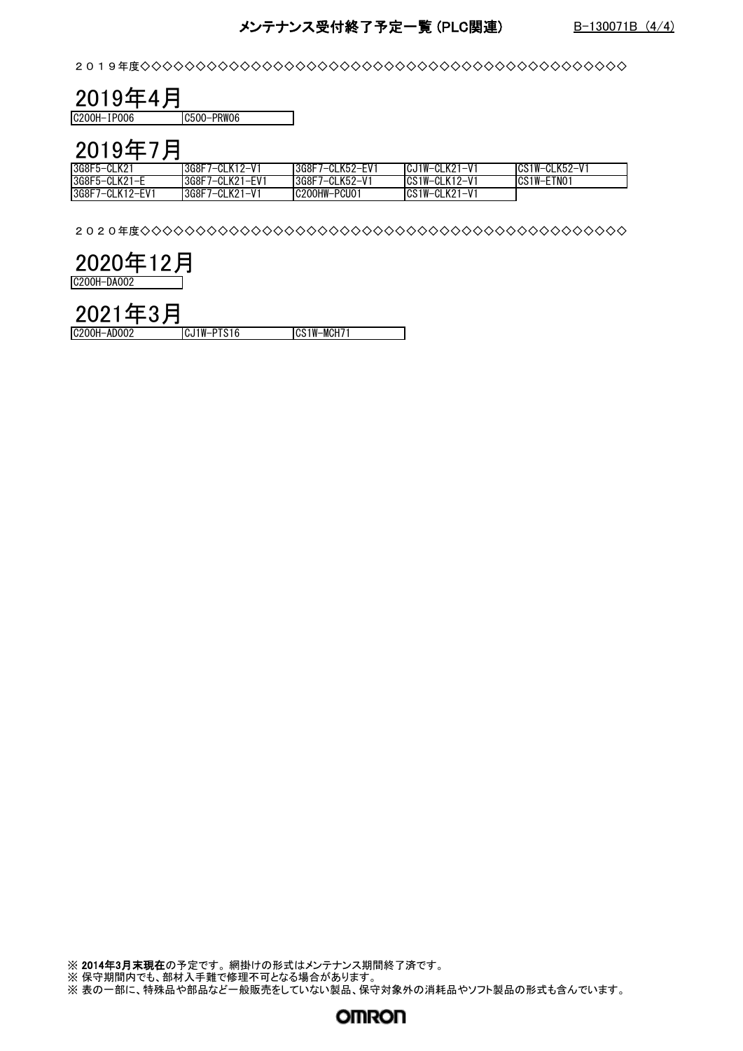２０１９年度◇◇◇◇◇◇◇◇◇◇◇◇◇◇◇◇◇◇◇◇◇◇◇◇◇◇◇◇◇◇◇◇◇◇◇◇◇◇◇◇◇◇◇◇◇◇◇

## 2019年4月

| | |
|---|---|
| C200H-IP006 | C500-PRW06 |

## 2019年7月

| | | | | |
|---|---|---|---|---|
| 3G8F5-CLK21 | 3G8F7-CLK12-V1 | 3G8F7-CLK52-EV1 | CJ1W-CLK21-V1 | CS1W-CLK52-V1 |
| 3G8F5-CLK21-E | 3G8F7-CLK21-EV1 | 3G8F7-CLK52-V1 | CS1W-CLK12-V1 | CS1W-ETN01 |
| 3G8F7-CLK12-EV1 | 3G8F7-CLK21-V1 | C200HW-PCU01 | CS1W-CLK21-V1 | |

２０２０年度◇◇◇◇◇◇◇◇◇◇◇◇◇◇◇◇◇◇◇◇◇◇◇◇◇◇◇◇◇◇◇◇◇◇◇◇◇◇◇◇◇◇◇◇◇◇◇

## 2020年12月

| |
|---|
| C200H-DA002 |

## 2021年3月

| | | |
|---|---|---|
| C200H-AD002 | CJ1W-PTS16 | CS1W-MCH71 |

※ **2014年3月末現在**の予定です。網掛けの形式はメンテナンス期間終了済です。
※ 保守期間内でも、部材入手難で修理不可となる場合があります。
※ 表の一部に、特殊品や部品など一般販売をしていない製品、保守対象外の消耗品やソフト製品の形式も含んでいます。

OMRON